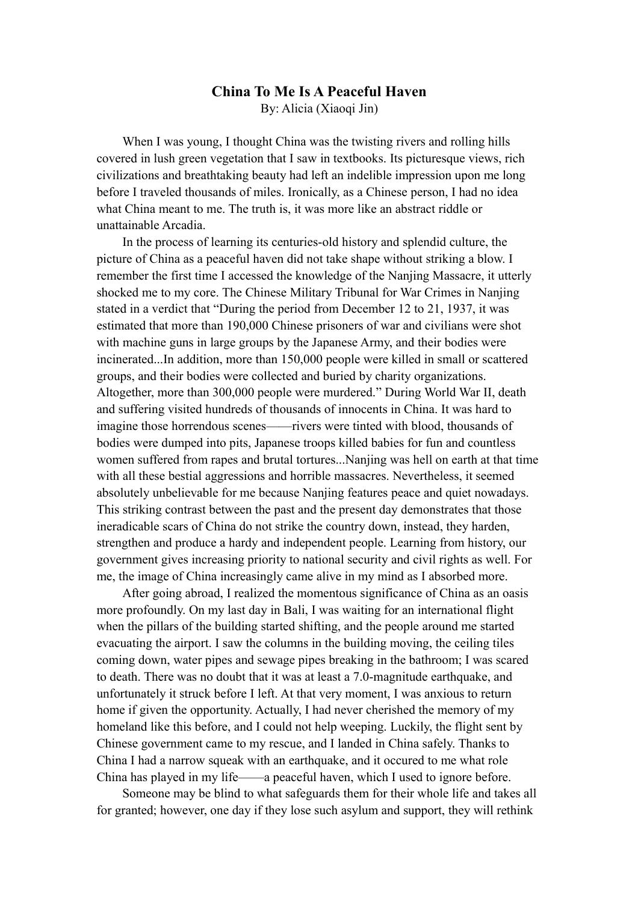# China To Me Is A Peaceful Haven

By: Alicia (Xiaoqi Jin)

When I was young, I thought China was the twisting rivers and rolling hills covered in lush green vegetation that I saw in textbooks. Its picturesque views, rich civilizations and breathtaking beauty had left an indelible impression upon me long before I traveled thousands of miles. Ironically, as a Chinese person, I had no idea what China meant to me. The truth is, it was more like an abstract riddle or unattainable Arcadia.

In the process of learning its centuries-old history and splendid culture, the picture of China as a peaceful haven did not take shape without striking a blow. I remember the first time I accessed the knowledge of the Nanjing Massacre, it utterly shocked me to my core. The Chinese Military Tribunal for War Crimes in Nanjing stated in a verdict that "During the period from December 12 to 21, 1937, it was estimated that more than 190,000 Chinese prisoners of war and civilians were shot with machine guns in large groups by the Japanese Army, and their bodies were incinerated...In addition, more than 150,000 people were killed in small or scattered groups, and their bodies were collected and buried by charity organizations. Altogether, more than 300,000 people were murdered." During World War II, death and suffering visited hundreds of thousands of innocents in China. It was hard to imagine those horrendous scenes——rivers were tinted with blood, thousands of bodies were dumped into pits, Japanese troops killed babies for fun and countless women suffered from rapes and brutal tortures...Nanjing was hell on earth at that time with all these bestial aggressions and horrible massacres. Nevertheless, it seemed absolutely unbelievable for me because Nanjing features peace and quiet nowadays. This striking contrast between the past and the present day demonstrates that those ineradicable scars of China do not strike the country down, instead, they harden, strengthen and produce a hardy and independent people. Learning from history, our government gives increasing priority to national security and civil rights as well. For me, the image of China increasingly came alive in my mind as I absorbed more.

After going abroad, I realized the momentous significance of China as an oasis more profoundly. On my last day in Bali, I was waiting for an international flight when the pillars of the building started shifting, and the people around me started evacuating the airport. I saw the columns in the building moving, the ceiling tiles coming down, water pipes and sewage pipes breaking in the bathroom; I was scared to death. There was no doubt that it was at least a 7.0-magnitude earthquake, and unfortunately it struck before I left. At that very moment, I was anxious to return home if given the opportunity. Actually, I had never cherished the memory of my homeland like this before, and I could not help weeping. Luckily, the flight sent by Chinese government came to my rescue, and I landed in China safely. Thanks to China I had a narrow squeak with an earthquake, and it occured to me what role China has played in my life——a peaceful haven, which I used to ignore before.

Someone may be blind to what safeguards them for their whole life and takes all for granted; however, one day if they lose such asylum and support, they will rethink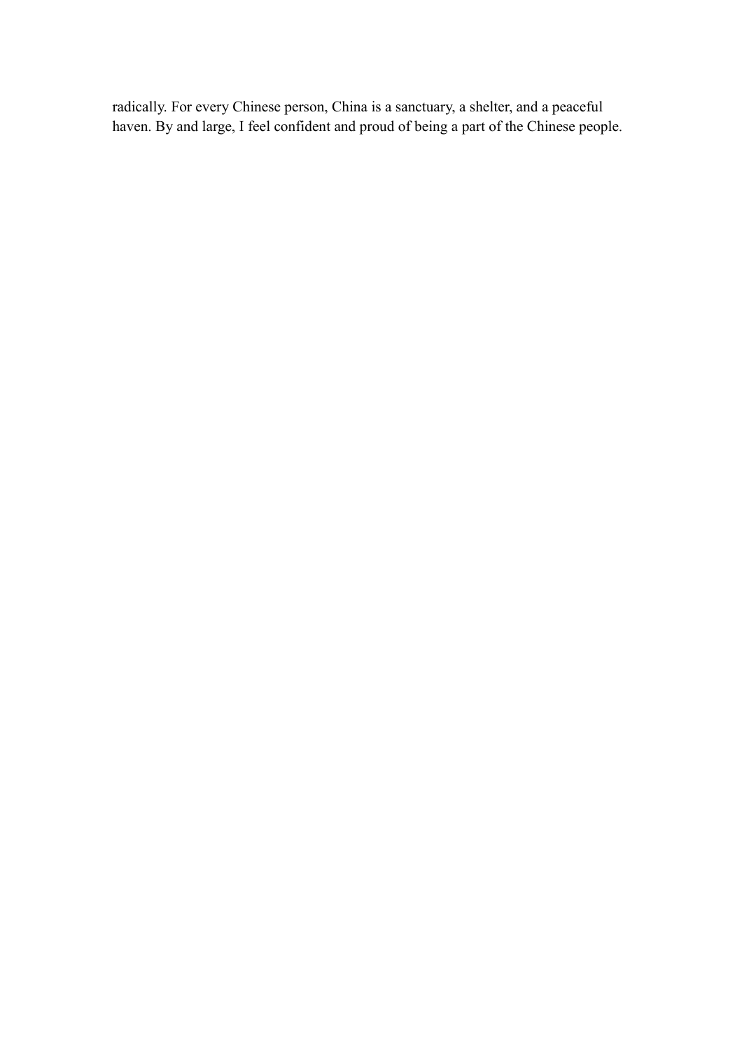radically. For every Chinese person, China is a sanctuary, a shelter, and a peaceful haven. By and large, I feel confident and proud of being a part of the Chinese people.